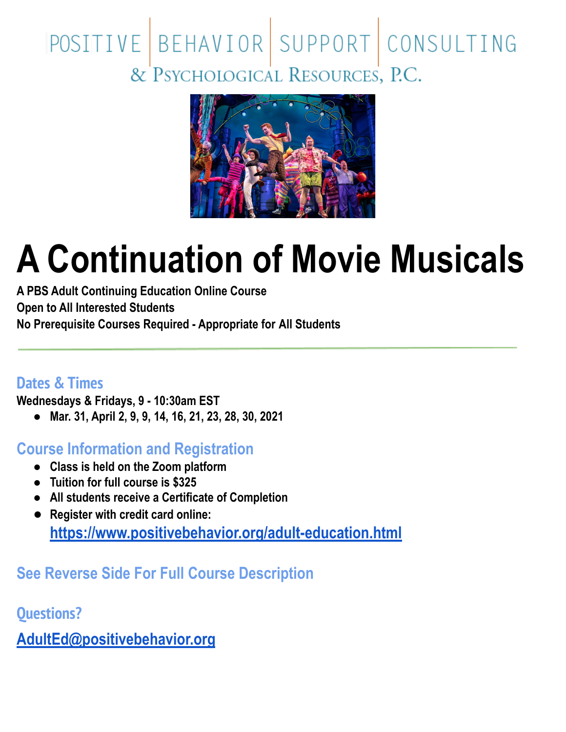POSITIVE | BEHAVIOR | SUPPORT | CONSULTING

& PSYCHOLOGICAL RESOURCES, P.C.

# A Continuation of Movie Musicals

**A PBS Adult Continuing Education Online Course**
**Open to All Interested Students**
**No Prerequisite Courses Required - Appropriate for All Students**

---

## Dates & Times

**Wednesdays & Fridays, 9 - 10:30am EST**

- **Mar. 31, April 2, 9, 9, 14, 16, 21, 23, 28, 30, 2021**

## Course Information and Registration

- **Class is held on the Zoom platform**
- **Tuition for full course is $325**
- **All students receive a Certificate of Completion**
- **Register with credit card online:**
  **https://www.positivebehavior.org/adult-education.html**

## See Reverse Side For Full Course Description

## Questions?

**AdultEd@positivebehavior.org**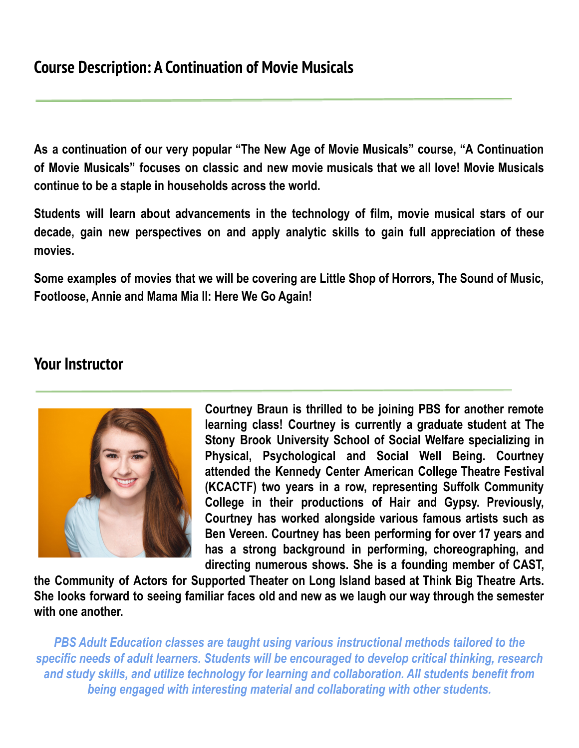## Course Description: A Continuation of Movie Musicals

**As a continuation of our very popular "The New Age of Movie Musicals" course, "A Continuation of Movie Musicals" focuses on classic and new movie musicals that we all love! Movie Musicals continue to be a staple in households across the world.**

**Students will learn about advancements in the technology of film, movie musical stars of our decade, gain new perspectives on and apply analytic skills to gain full appreciation of these movies.**

**Some examples of movies that we will be covering are Little Shop of Horrors, The Sound of Music, Footloose, Annie and Mama Mia II: Here We Go Again!**

## Your Instructor

**Courtney Braun is thrilled to be joining PBS for another remote learning class! Courtney is currently a graduate student at The Stony Brook University School of Social Welfare specializing in Physical, Psychological and Social Well Being. Courtney attended the Kennedy Center American College Theatre Festival (KCACTF) two years in a row, representing Suffolk Community College in their productions of Hair and Gypsy. Previously, Courtney has worked alongside various famous artists such as Ben Vereen. Courtney has been performing for over 17 years and has a strong background in performing, choreographing, and directing numerous shows. She is a founding member of CAST, the Community of Actors for Supported Theater on Long Island based at Think Big Theatre Arts. She looks forward to seeing familiar faces old and new as we laugh our way through the semester with one another.**

*PBS Adult Education classes are taught using various instructional methods tailored to the specific needs of adult learners. Students will be encouraged to develop critical thinking, research and study skills, and utilize technology for learning and collaboration. All students benefit from being engaged with interesting material and collaborating with other students.*